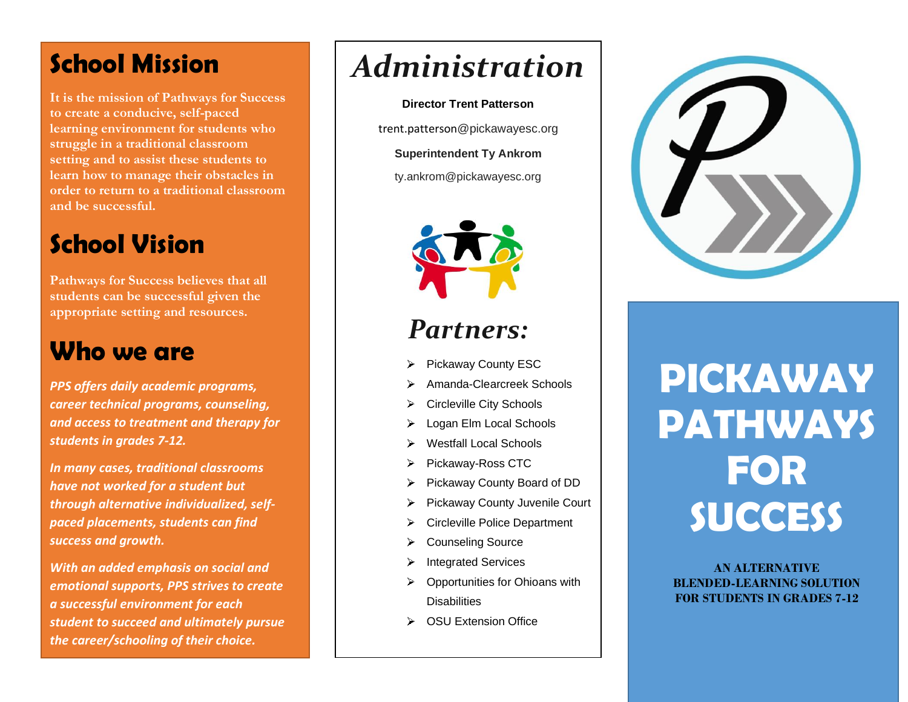## School Mission

It is the mission of Pathways for Success to create a conducive, self-paced learning environment for students who struggle in a traditional classroom setting and to assist these students to learn how to manage their obstacles in order to return to a traditional classroom and be successful.

## School Vision

Pathways for Success believes that all students can be successful given the appropriate setting and resources.

## Who we are

***PPS offers daily academic programs, career technical programs, counseling, and access to treatment and therapy for students in grades 7-12.***

***In many cases, traditional classrooms have not worked for a student but through alternative individualized, self-paced placements, students can find success and growth.***

***With an added emphasis on social and emotional supports, PPS strives to create a successful environment for each student to succeed and ultimately pursue the career/schooling of their choice.***

# *Administration*

**Director Trent Patterson**

trent.patterson@pickawayesc.org

**Superintendent Ty Ankrom**

ty.ankrom@pickawayesc.org

## *Partners:*

- Pickaway County ESC
- Amanda-Clearcreek Schools
- Circleville City Schools
- Logan Elm Local Schools
- Westfall Local Schools
- Pickaway-Ross CTC
- Pickaway County Board of DD
- Pickaway County Juvenile Court
- Circleville Police Department
- Counseling Source
- Integrated Services
- Opportunities for Ohioans with Disabilities
- OSU Extension Office

# PICKAWAY PATHWAYS FOR SUCCESS

**AN ALTERNATIVE BLENDED-LEARNING SOLUTION FOR STUDENTS IN GRADES 7-12**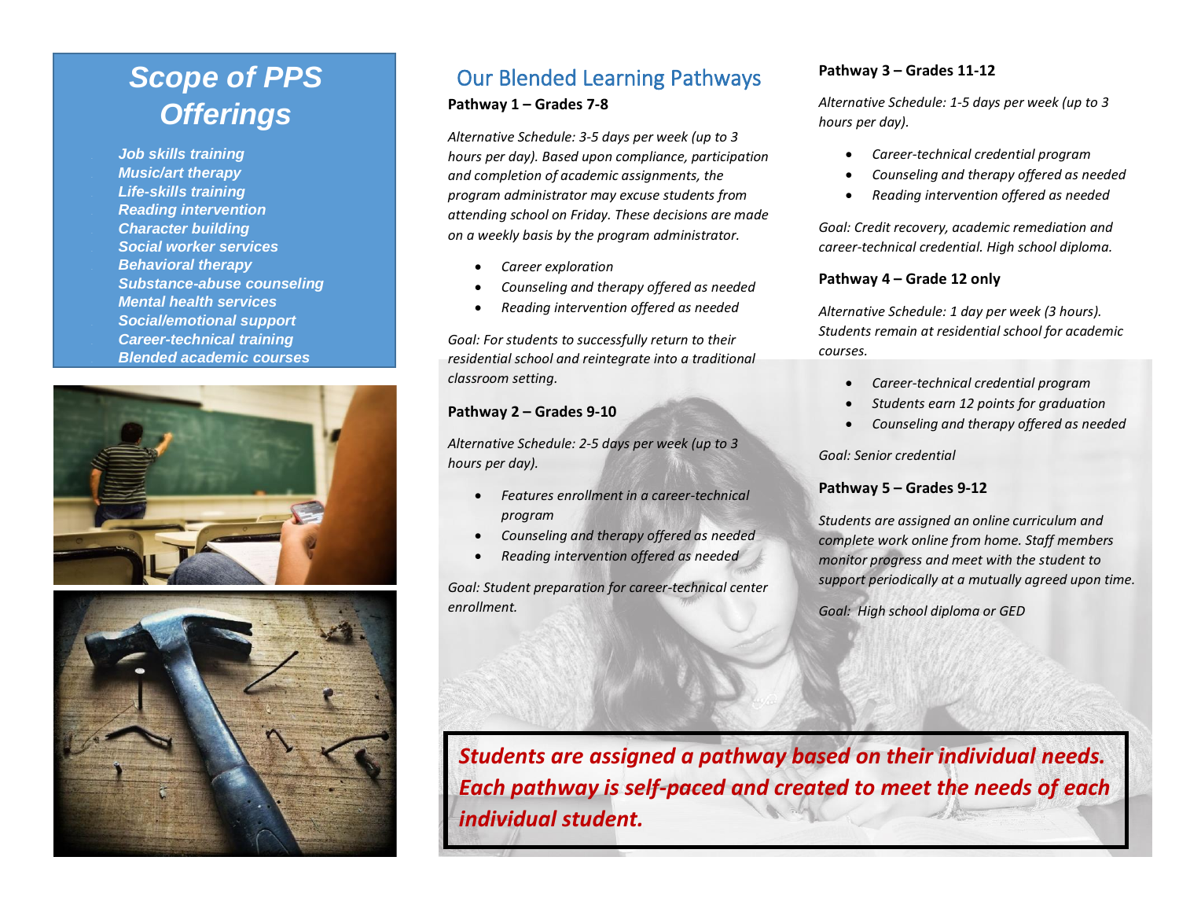# Scope of PPS Offerings

- *Job skills training*
- *Music/art therapy*
- *Life-skills training*
- *Reading intervention*
- *Character building*
- *Social worker services*
- *Behavioral therapy*
- *Substance-abuse counseling*
- *Mental health services*
- *Social/emotional support*
- *Career-technical training*
- *Blended academic courses*

## Our Blended Learning Pathways

**Pathway 1 – Grades 7-8**

*Alternative Schedule: 3-5 days per week (up to 3 hours per day). Based upon compliance, participation and completion of academic assignments, the program administrator may excuse students from attending school on Friday. These decisions are made on a weekly basis by the program administrator.*

- *Career exploration*
- *Counseling and therapy offered as needed*
- *Reading intervention offered as needed*

*Goal: For students to successfully return to their residential school and reintegrate into a traditional classroom setting.*

**Pathway 2 – Grades 9-10**

*Alternative Schedule: 2-5 days per week (up to 3 hours per day).*

- *Features enrollment in a career-technical program*
- *Counseling and therapy offered as needed*
- *Reading intervention offered as needed*

*Goal: Student preparation for career-technical center enrollment.*

**Pathway 3 – Grades 11-12**

*Alternative Schedule: 1-5 days per week (up to 3 hours per day).*

- *Career-technical credential program*
- *Counseling and therapy offered as needed*
- *Reading intervention offered as needed*

*Goal: Credit recovery, academic remediation and career-technical credential. High school diploma.*

**Pathway 4 – Grade 12 only**

*Alternative Schedule: 1 day per week (3 hours). Students remain at residential school for academic courses.*

- *Career-technical credential program*
- *Students earn 12 points for graduation*
- *Counseling and therapy offered as needed*

*Goal: Senior credential*

**Pathway 5 – Grades 9-12**

*Students are assigned an online curriculum and complete work online from home. Staff members monitor progress and meet with the student to support periodically at a mutually agreed upon time.*

*Goal: High school diploma or GED*

***Students are assigned a pathway based on their individual needs. Each pathway is self-paced and created to meet the needs of each individual student.***